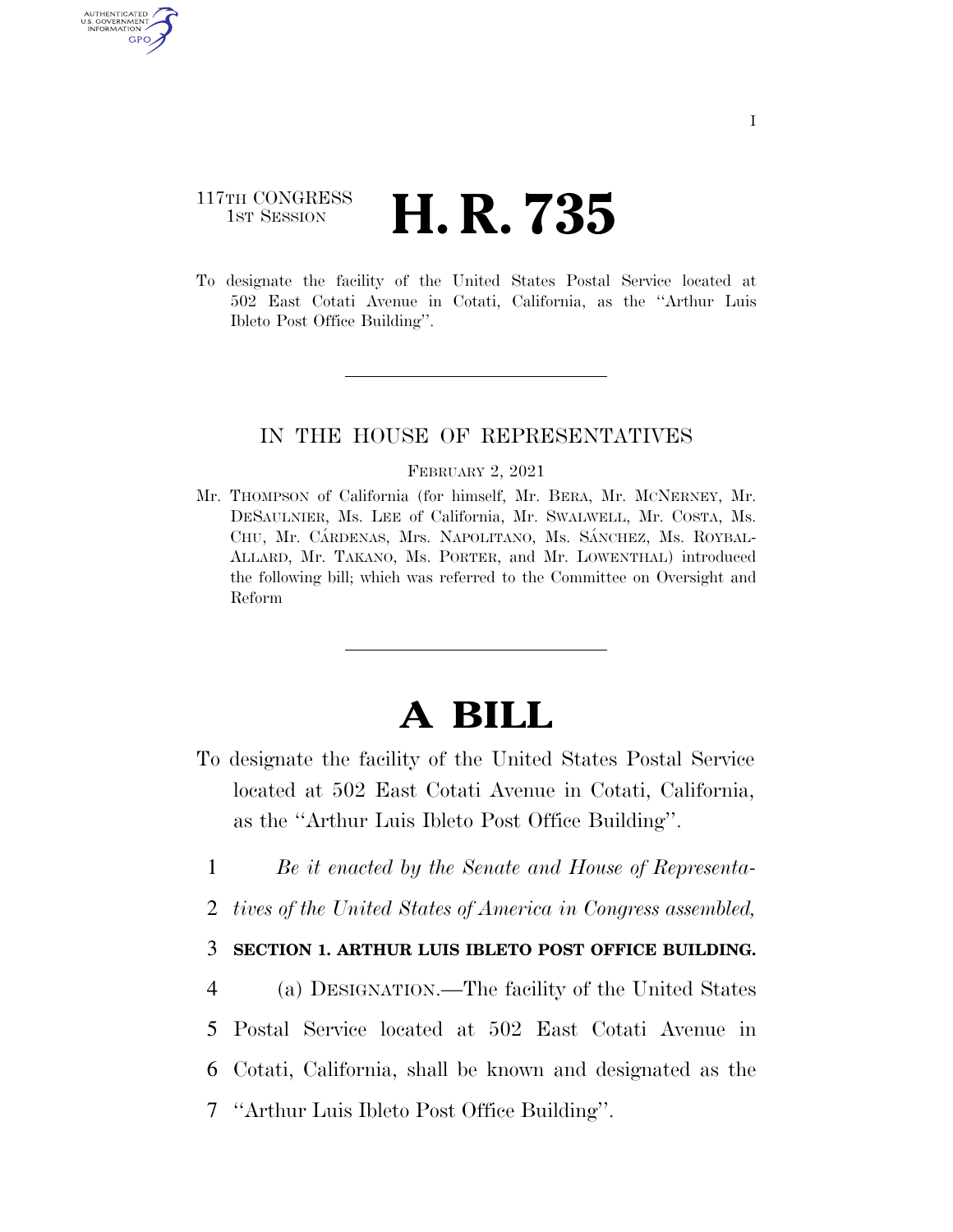I

117TH CONGRESS
1ST SESSION

# H. R. 735

To designate the facility of the United States Postal Service located at 502 East Cotati Avenue in Cotati, California, as the ''Arthur Luis Ibleto Post Office Building''.

IN THE HOUSE OF REPRESENTATIVES

FEBRUARY 2, 2021

Mr. THOMPSON of California (for himself, Mr. BERA, Mr. MCNERNEY, Mr. DESAULNIER, Ms. LEE of California, Mr. SWALWELL, Mr. COSTA, Ms. CHU, Mr. CÁRDENAS, Mrs. NAPOLITANO, Ms. SÁNCHEZ, Ms. ROYBAL-ALLARD, Mr. TAKANO, Ms. PORTER, and Mr. LOWENTHAL) introduced the following bill; which was referred to the Committee on Oversight and Reform

# A BILL

To designate the facility of the United States Postal Service located at 502 East Cotati Avenue in Cotati, California, as the ''Arthur Luis Ibleto Post Office Building''.

1 *Be it enacted by the Senate and House of Representa-*
2 *tives of the United States of America in Congress assembled,*

3 **SECTION 1. ARTHUR LUIS IBLETO POST OFFICE BUILDING.**

4 (a) DESIGNATION.—The facility of the United States
5 Postal Service located at 502 East Cotati Avenue in
6 Cotati, California, shall be known and designated as the
7 ''Arthur Luis Ibleto Post Office Building''.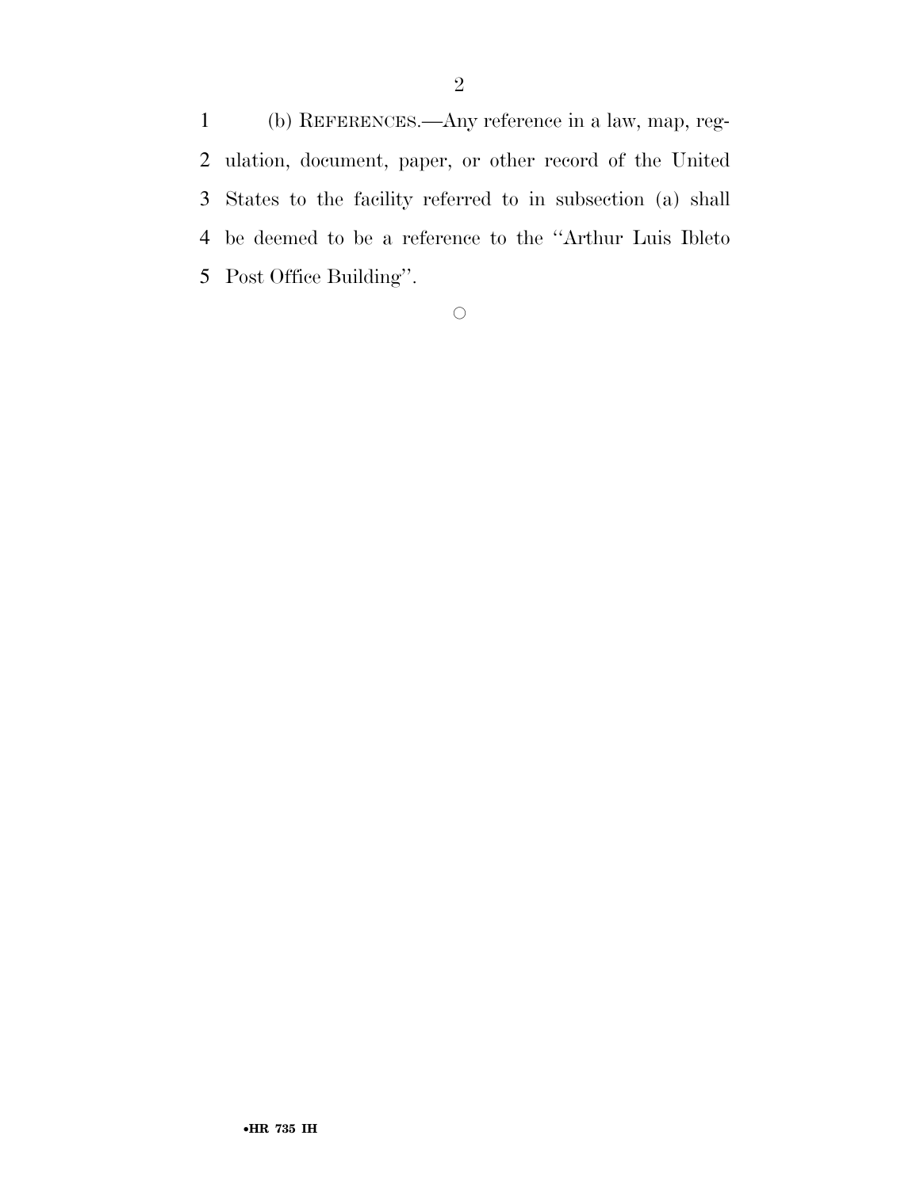(b) REFERENCES.—Any reference in a law, map, regulation, document, paper, or other record of the United States to the facility referred to in subsection (a) shall be deemed to be a reference to the "Arthur Luis Ibleto Post Office Building".

○